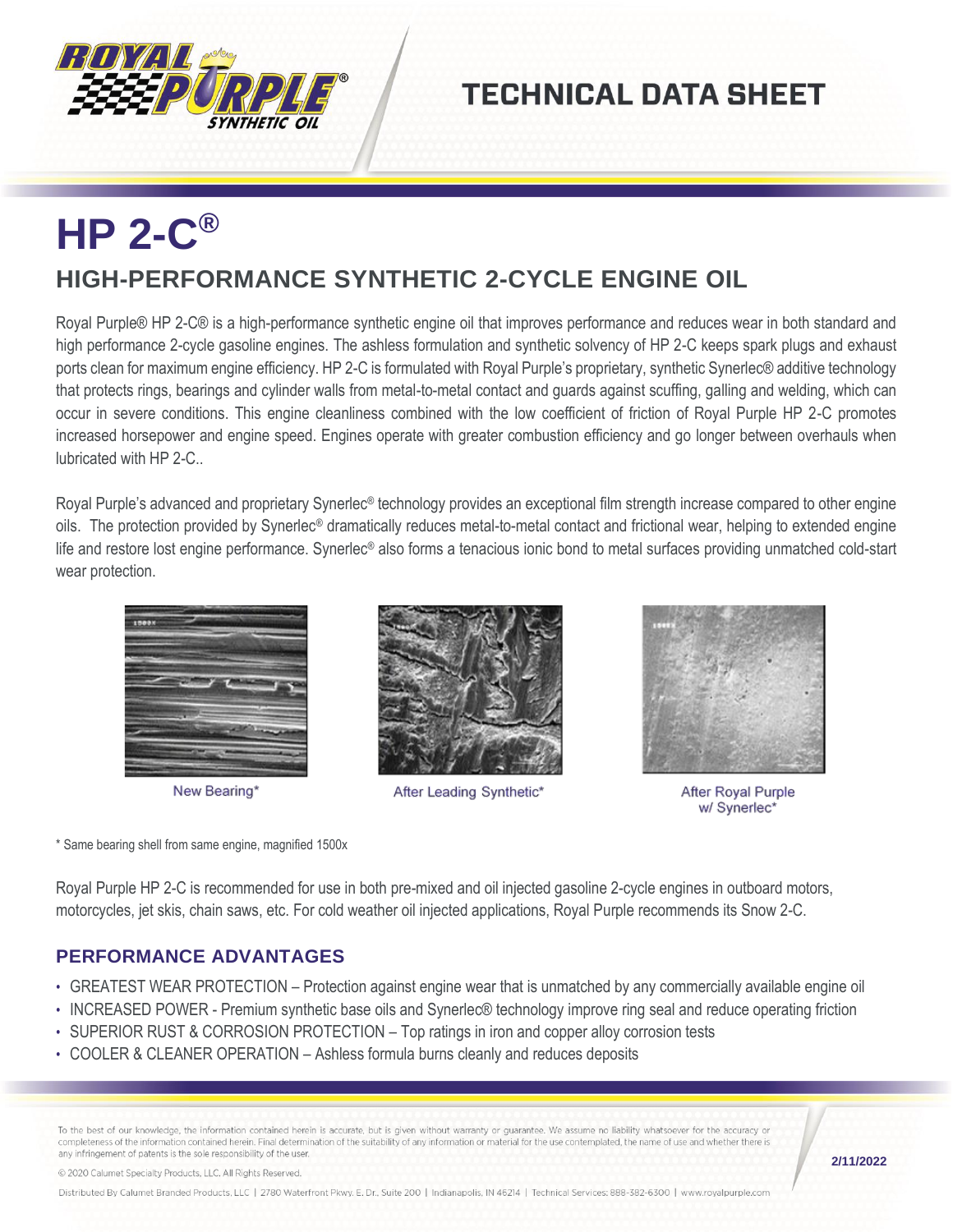# TECHNICAL DATA SHEET

# HP 2-C®

## HIGH-PERFORMANCE SYNTHETIC 2-CYCLE ENGINE OIL

Royal Purple® HP 2-C® is a high-performance synthetic engine oil that improves performance and reduces wear in both standard and high performance 2-cycle gasoline engines. The ashless formulation and synthetic solvency of HP 2-C keeps spark plugs and exhaust ports clean for maximum engine efficiency. HP 2-C is formulated with Royal Purple's proprietary, synthetic Synerlec® additive technology that protects rings, bearings and cylinder walls from metal-to-metal contact and guards against scuffing, galling and welding, which can occur in severe conditions. This engine cleanliness combined with the low coefficient of friction of Royal Purple HP 2-C promotes increased horsepower and engine speed. Engines operate with greater combustion efficiency and go longer between overhauls when lubricated with HP 2-C..

Royal Purple's advanced and proprietary Synerlec® technology provides an exceptional film strength increase compared to other engine oils. The protection provided by Synerlec® dramatically reduces metal-to-metal contact and frictional wear, helping to extended engine life and restore lost engine performance. Synerlec® also forms a tenacious ionic bond to metal surfaces providing unmatched cold-start wear protection.

New Bearing*

After Leading Synthetic*

After Royal Purple w/ Synerlec*

\* Same bearing shell from same engine, magnified 1500x

Royal Purple HP 2-C is recommended for use in both pre-mixed and oil injected gasoline 2-cycle engines in outboard motors, motorcycles, jet skis, chain saws, etc. For cold weather oil injected applications, Royal Purple recommends its Snow 2-C.

### PERFORMANCE ADVANTAGES

- GREATEST WEAR PROTECTION – Protection against engine wear that is unmatched by any commercially available engine oil
- INCREASED POWER - Premium synthetic base oils and Synerlec® technology improve ring seal and reduce operating friction
- SUPERIOR RUST & CORROSION PROTECTION – Top ratings in iron and copper alloy corrosion tests
- COOLER & CLEANER OPERATION – Ashless formula burns cleanly and reduces deposits

To the best of our knowledge, the information contained herein is accurate, but is given without warranty or guarantee. We assume no liability whatsoever for the accuracy or completeness of the information contained herein. Final determination of the suitability of any information or material for the use contemplated, the name of use and whether there is any infringement of patents is the sole responsibility of the user.

© 2020 Calumet Specialty Products, LLC. All Rights Reserved.

2/11/2022

Distributed By Calumet Branded Products, LLC | 2780 Waterfront Pkwy. E. Dr., Suite 200 | Indianapolis, IN 46214 | Technical Services: 888-382-6300 | www.royalpurple.com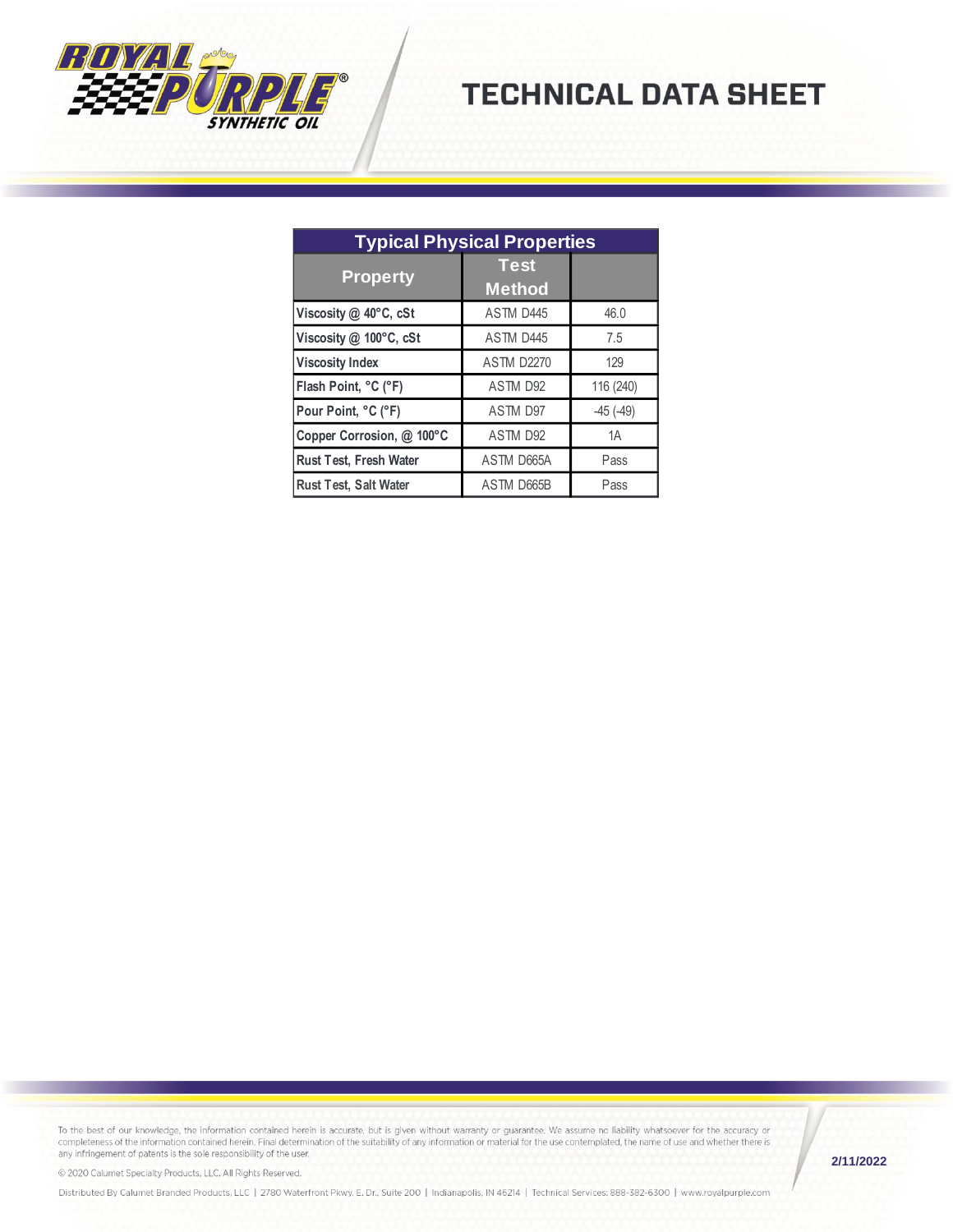# TECHNICAL DATA SHEET

| Typical Physical Properties | | |
|---|---|---|
| **Property** | **Test Method** | |
| Viscosity @ 40°C, cSt | ASTM D445 | 46.0 |
| Viscosity @ 100°C, cSt | ASTM D445 | 7.5 |
| Viscosity Index | ASTM D2270 | 129 |
| Flash Point, °C (°F) | ASTM D92 | 116 (240) |
| Pour Point, °C (°F) | ASTM D97 | -45 (-49) |
| Copper Corrosion, @ 100°C | ASTM D92 | 1A |
| Rust Test, Fresh Water | ASTM D665A | Pass |
| Rust Test, Salt Water | ASTM D665B | Pass |

To the best of our knowledge, the information contained herein is accurate, but is given without warranty or guarantee. We assume no liability whatsoever for the accuracy or completeness of the information contained herein. Final determination of the suitability of any information or material for the use contemplated, the name of use and whether there is any infringement of patents is the sole responsibility of the user.

© 2020 Calumet Specialty Products, LLC. All Rights Reserved.

Distributed By Calumet Branded Products, LLC | 2780 Waterfront Pkwy. E. Dr., Suite 200 | Indianapolis, IN 46214 | Technical Services: 888-382-6300 | www.royalpurple.com

2/11/2022